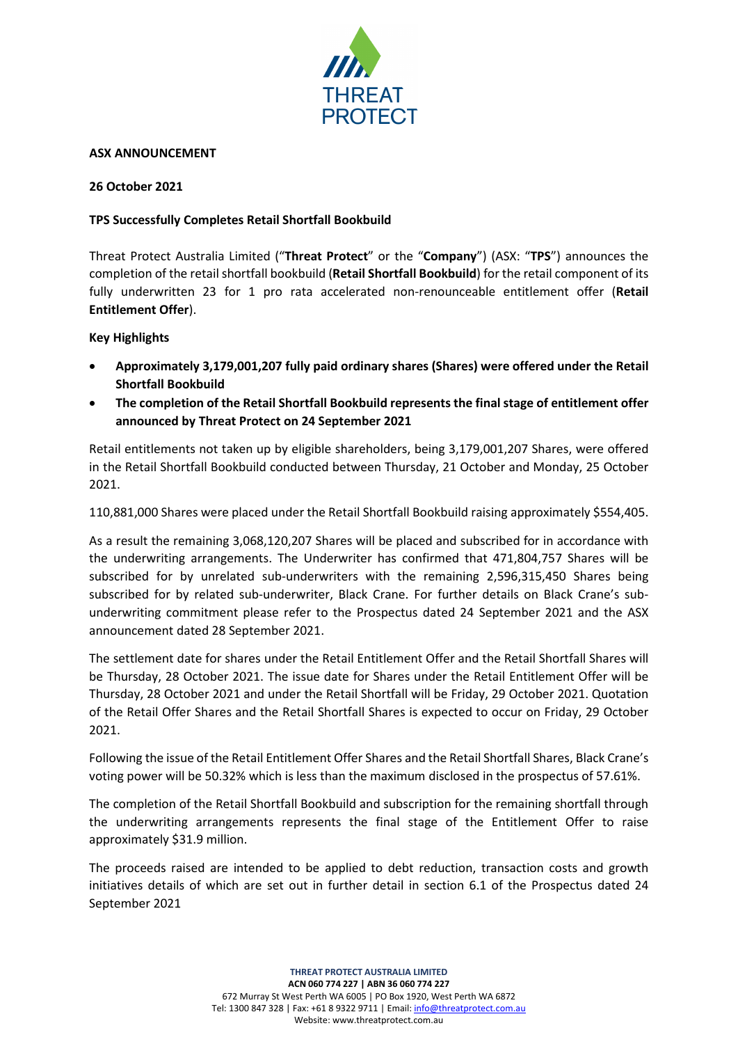THREAT PROTECT

**ASX ANNOUNCEMENT**

**26 October 2021**

**TPS Successfully Completes Retail Shortfall Bookbuild**

Threat Protect Australia Limited ("**Threat Protect**" or the "**Company**") (ASX: "**TPS**") announces the completion of the retail shortfall bookbuild (**Retail Shortfall Bookbuild**) for the retail component of its fully underwritten 23 for 1 pro rata accelerated non-renounceable entitlement offer (**Retail Entitlement Offer**).

**Key Highlights**

- **Approximately 3,179,001,207 fully paid ordinary shares (Shares) were offered under the Retail Shortfall Bookbuild**
- **The completion of the Retail Shortfall Bookbuild represents the final stage of entitlement offer announced by Threat Protect on 24 September 2021**

Retail entitlements not taken up by eligible shareholders, being 3,179,001,207 Shares, were offered in the Retail Shortfall Bookbuild conducted between Thursday, 21 October and Monday, 25 October 2021.

110,881,000 Shares were placed under the Retail Shortfall Bookbuild raising approximately $554,405.

As a result the remaining 3,068,120,207 Shares will be placed and subscribed for in accordance with the underwriting arrangements. The Underwriter has confirmed that 471,804,757 Shares will be subscribed for by unrelated sub-underwriters with the remaining 2,596,315,450 Shares being subscribed for by related sub-underwriter, Black Crane. For further details on Black Crane's sub-underwriting commitment please refer to the Prospectus dated 24 September 2021 and the ASX announcement dated 28 September 2021.

The settlement date for shares under the Retail Entitlement Offer and the Retail Shortfall Shares will be Thursday, 28 October 2021. The issue date for Shares under the Retail Entitlement Offer will be Thursday, 28 October 2021 and under the Retail Shortfall will be Friday, 29 October 2021. Quotation of the Retail Offer Shares and the Retail Shortfall Shares is expected to occur on Friday, 29 October 2021.

Following the issue of the Retail Entitlement Offer Shares and the Retail Shortfall Shares, Black Crane's voting power will be 50.32% which is less than the maximum disclosed in the prospectus of 57.61%.

The completion of the Retail Shortfall Bookbuild and subscription for the remaining shortfall through the underwriting arrangements represents the final stage of the Entitlement Offer to raise approximately $31.9 million.

The proceeds raised are intended to be applied to debt reduction, transaction costs and growth initiatives details of which are set out in further detail in section 6.1 of the Prospectus dated 24 September 2021

**THREAT PROTECT AUSTRALIA LIMITED**
**ACN 060 774 227 | ABN 36 060 774 227**
672 Murray St West Perth WA 6005 | PO Box 1920, West Perth WA 6872
Tel: 1300 847 328 | Fax: +61 8 9322 9711 | Email: info@threatprotect.com.au
Website: www.threatprotect.com.au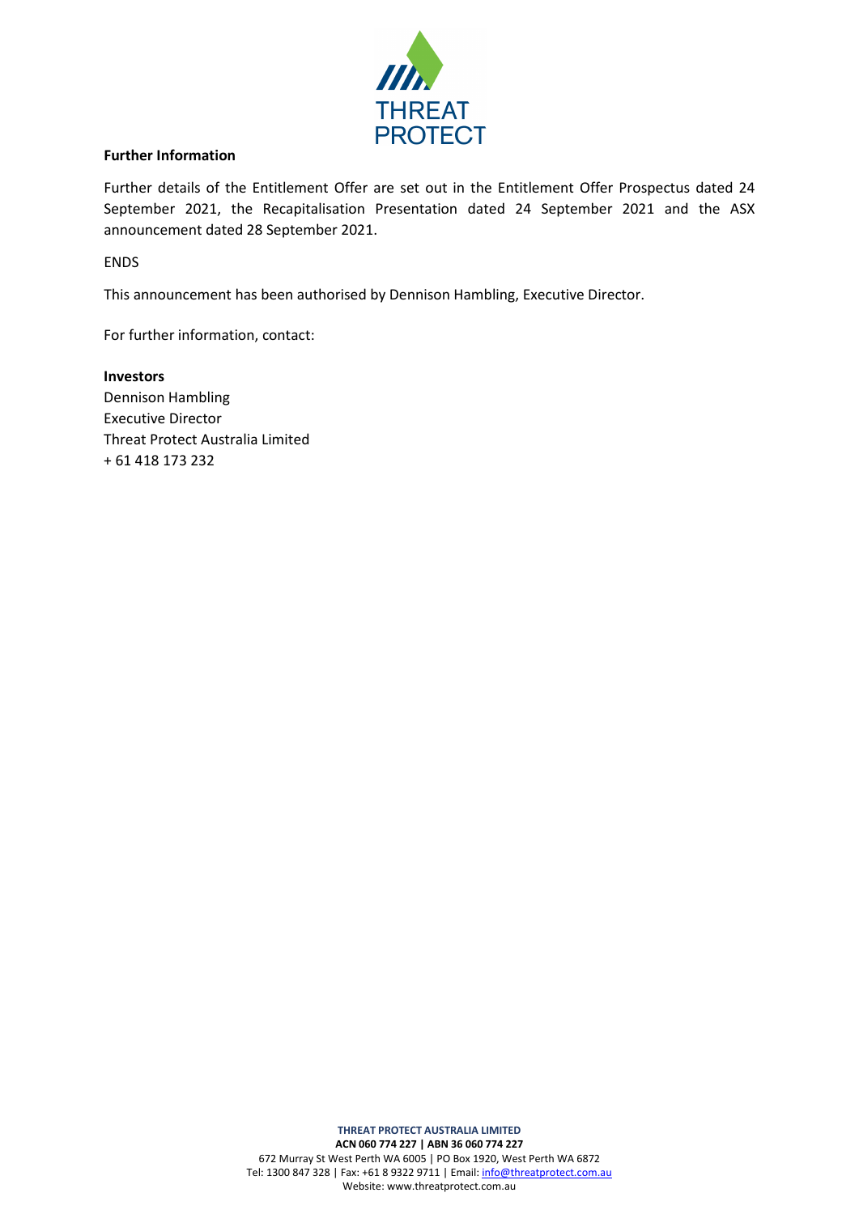**Further Information**

Further details of the Entitlement Offer are set out in the Entitlement Offer Prospectus dated 24 September 2021, the Recapitalisation Presentation dated 24 September 2021 and the ASX announcement dated 28 September 2021.

ENDS

This announcement has been authorised by Dennison Hambling, Executive Director.

For further information, contact:

**Investors**
Dennison Hambling
Executive Director
Threat Protect Australia Limited
+ 61 418 173 232